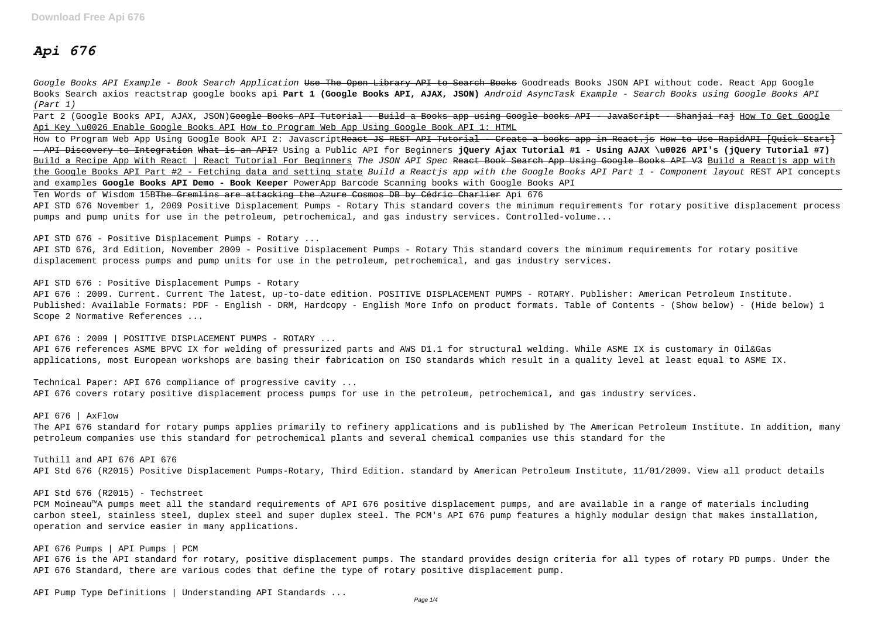# Api 676

*Google Books API Example - Book Search Application* ~~Use The Open Library API to Search Books~~ Goodreads Books JSON API without code. React App Google Books Search axios reactstrap google books api **Part 1 (Google Books API, AJAX, JSON)** *Android AsyncTask Example - Search Books using Google Books API (Part 1)*

Part 2 (Google Books API, AJAX, JSON)~~Google Books API Tutorial - Build a Books app using Google books API - JavaScript - Shanjai raj~~ How To Get Google Api Key \u0026 Enable Google Books API How to Program Web App Using Google Book API 1: HTML

How to Program Web App Using Google Book API 2: Javascript~~React JS REST API Tutorial - Create a books app in React.js~~ ~~How to Use RapidAPI [Quick Start] - API Discovery to Integration~~ ~~What is an API?~~ Using a Public API for Beginners **jQuery Ajax Tutorial #1 - Using AJAX \u0026 API's (jQuery Tutorial #7)** Build a Recipe App With React | React Tutorial For Beginners *The JSON API Spec* ~~React Book Search App Using Google Books API V3~~ Build a Reactjs app with the Google Books API Part #2 - Fetching data and setting state *Build a Reactjs app with the Google Books API Part 1 - Component layout* REST API concepts and examples **Google Books API Demo - Book Keeper** PowerApp Barcode Scanning books with Google Books API

Ten Words of Wisdom 15B~~The Gremlins are attacking the Azure Cosmos DB by Cédric Charlier~~ Api 676

API STD 676 November 1, 2009 Positive Displacement Pumps - Rotary This standard covers the minimum requirements for rotary positive displacement process pumps and pump units for use in the petroleum, petrochemical, and gas industry services. Controlled-volume...

API STD 676 - Positive Displacement Pumps - Rotary ...

API STD 676, 3rd Edition, November 2009 - Positive Displacement Pumps - Rotary This standard covers the minimum requirements for rotary positive displacement process pumps and pump units for use in the petroleum, petrochemical, and gas industry services.

API STD 676 : Positive Displacement Pumps - Rotary

API 676 : 2009. Current. Current The latest, up-to-date edition. POSITIVE DISPLACEMENT PUMPS - ROTARY. Publisher: American Petroleum Institute. Published: Available Formats: PDF - English - DRM, Hardcopy - English More Info on product formats. Table of Contents - (Show below) - (Hide below) 1 Scope 2 Normative References ...

API 676 : 2009 | POSITIVE DISPLACEMENT PUMPS - ROTARY ...

API 676 references ASME BPVC IX for welding of pressurized parts and AWS D1.1 for structural welding. While ASME IX is customary in Oil&Gas applications, most European workshops are basing their fabrication on ISO standards which result in a quality level at least equal to ASME IX.

Technical Paper: API 676 compliance of progressive cavity ...

API 676 covers rotary positive displacement process pumps for use in the petroleum, petrochemical, and gas industry services.

API 676 | AxFlow

The API 676 standard for rotary pumps applies primarily to refinery applications and is published by The American Petroleum Institute. In addition, many petroleum companies use this standard for petrochemical plants and several chemical companies use this standard for the

Tuthill and API 676 API 676

API Std 676 (R2015) Positive Displacement Pumps-Rotary, Third Edition. standard by American Petroleum Institute, 11/01/2009. View all product details

API Std 676 (R2015) - Techstreet

PCM Moineau™A pumps meet all the standard requirements of API 676 positive displacement pumps, and are available in a range of materials including carbon steel, stainless steel, duplex steel and super duplex steel. The PCM's API 676 pump features a highly modular design that makes installation, operation and service easier in many applications.

API 676 Pumps | API Pumps | PCM

API 676 is the API standard for rotary, positive displacement pumps. The standard provides design criteria for all types of rotary PD pumps. Under the API 676 Standard, there are various codes that define the type of rotary positive displacement pump.

API Pump Type Definitions | Understanding API Standards ...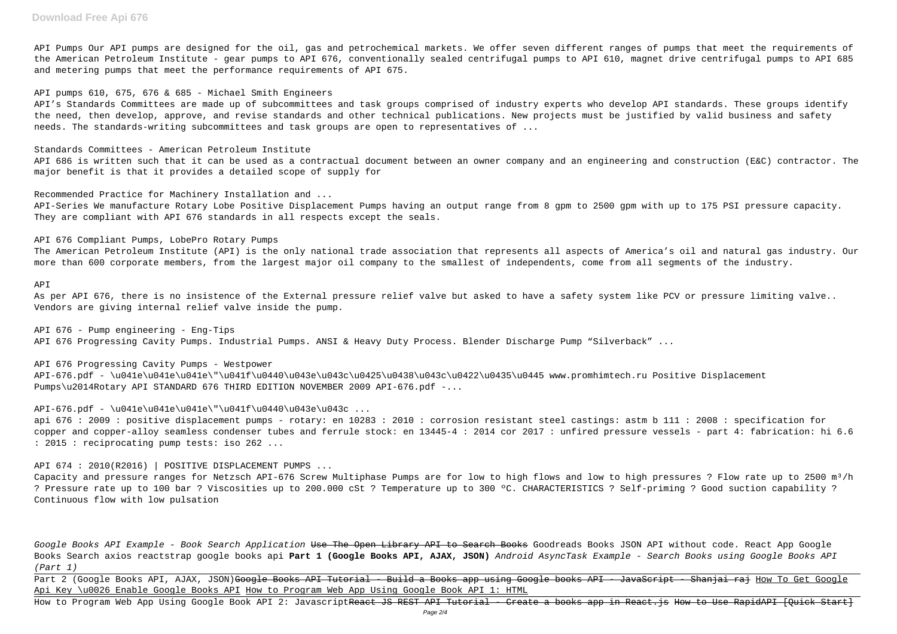API Pumps Our API pumps are designed for the oil, gas and petrochemical markets. We offer seven different ranges of pumps that meet the requirements of the American Petroleum Institute - gear pumps to API 676, conventionally sealed centrifugal pumps to API 610, magnet drive centrifugal pumps to API 685 and metering pumps that meet the performance requirements of API 675.

API pumps 610, 675, 676 & 685 - Michael Smith Engineers

API's Standards Committees are made up of subcommittees and task groups comprised of industry experts who develop API standards. These groups identify the need, then develop, approve, and revise standards and other technical publications. New projects must be justified by valid business and safety needs. The standards-writing subcommittees and task groups are open to representatives of ...

Standards Committees - American Petroleum Institute

API 686 is written such that it can be used as a contractual document between an owner company and an engineering and construction (E&C) contractor. The major benefit is that it provides a detailed scope of supply for

Recommended Practice for Machinery Installation and ...

API-Series We manufacture Rotary Lobe Positive Displacement Pumps having an output range from 8 gpm to 2500 gpm with up to 175 PSI pressure capacity. They are compliant with API 676 standards in all respects except the seals.

API 676 Compliant Pumps, LobePro Rotary Pumps

The American Petroleum Institute (API) is the only national trade association that represents all aspects of America's oil and natural gas industry. Our more than 600 corporate members, from the largest major oil company to the smallest of independents, come from all segments of the industry.

API

As per API 676, there is no insistence of the External pressure relief valve but asked to have a safety system like PCV or pressure limiting valve.. Vendors are giving internal relief valve inside the pump.

API 676 - Pump engineering - Eng-Tips

API 676 Progressing Cavity Pumps. Industrial Pumps. ANSI & Heavy Duty Process. Blender Discharge Pump "Silverback" ...

API 676 Progressing Cavity Pumps - Westpower

API-676.pdf - \u041e\u041e\u041e\"\u041f\u0440\u043e\u043c\u0425\u0438\u043c\u0422\u0435\u0445 www.promhimtech.ru Positive Displacement Pumps\u2014Rotary API STANDARD 676 THIRD EDITION NOVEMBER 2009 API-676.pdf -...

API-676.pdf - \u041e\u041e\u041e\"\u041f\u0440\u043e\u043c ...

api 676 : 2009 : positive displacement pumps - rotary: en 10283 : 2010 : corrosion resistant steel castings: astm b 111 : 2008 : specification for copper and copper-alloy seamless condenser tubes and ferrule stock: en 13445-4 : 2014 cor 2017 : unfired pressure vessels - part 4: fabrication: hi 6.6 : 2015 : reciprocating pump tests: iso 262 ...

API 674 : 2010(R2016) | POSITIVE DISPLACEMENT PUMPS ...

Capacity and pressure ranges for Netzsch API-676 Screw Multiphase Pumps are for low to high flows and low to high pressures ? Flow rate up to 2500 m³/h ? Pressure rate up to 100 bar ? Viscosities up to 200.000 cSt ? Temperature up to 300 ºC. CHARACTERISTICS ? Self-priming ? Good suction capability ? Continuous flow with low pulsation

*Google Books API Example - Book Search Application* ~~Use The Open Library API to Search Books~~ Goodreads Books JSON API without code. React App Google Books Search axios reactstrap google books api **Part 1 (Google Books API, AJAX, JSON)** *Android AsyncTask Example - Search Books using Google Books API (Part 1)*

Part 2 (Google Books API, AJAX, JSON)~~Google Books API Tutorial - Build a Books app using Google books API - JavaScript - Shanjai raj~~ How To Get Google Api Key \u0026 Enable Google Books API How to Program Web App Using Google Book API 1: HTML

How to Program Web App Using Google Book API 2: Javascript~~React JS REST API Tutorial - Create a books app in React.js~~ ~~How to Use RapidAPI [Quick Start]~~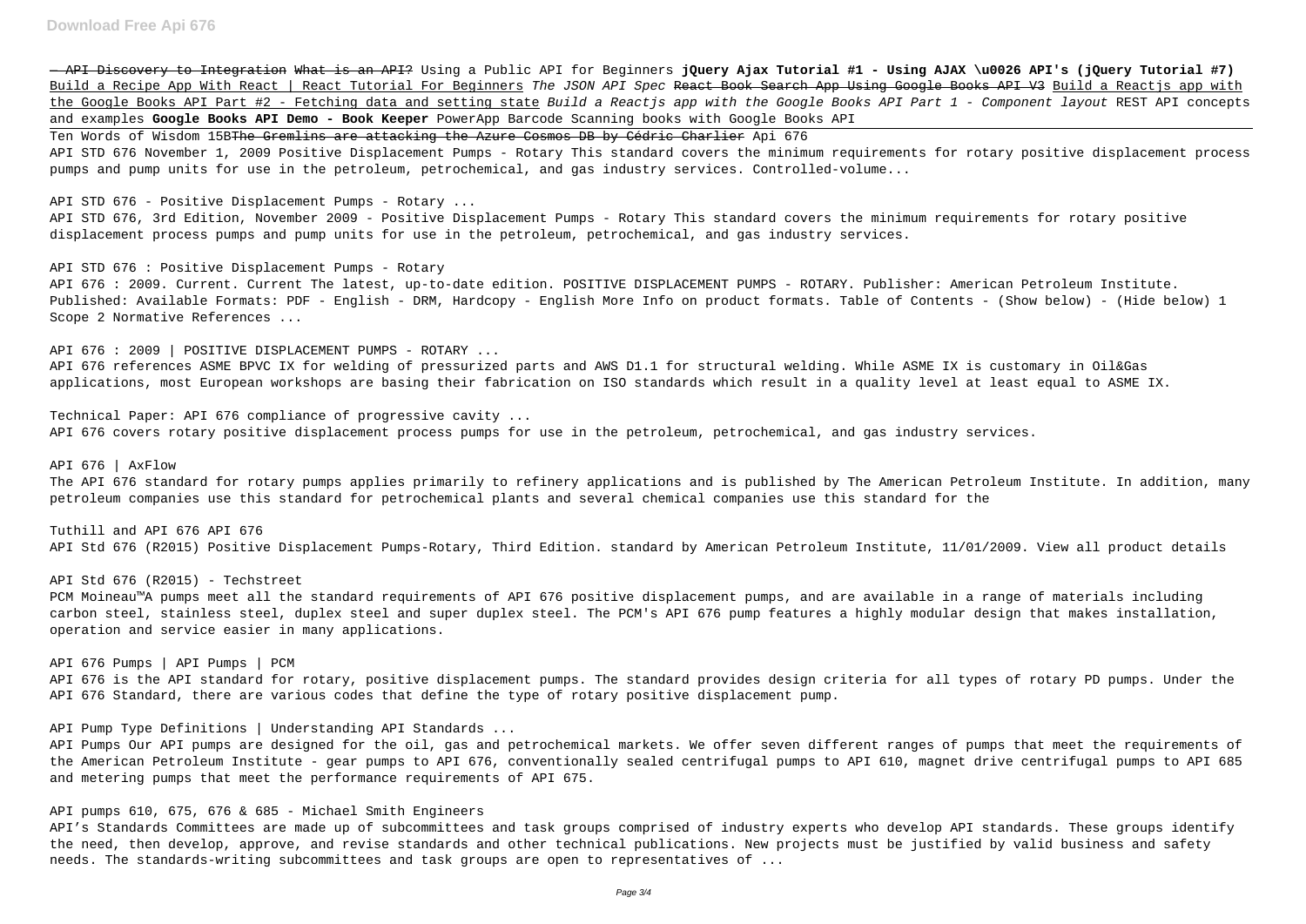~~– API Discovery to Integration~~ ~~What is an API?~~ Using a Public API for Beginners **jQuery Ajax Tutorial #1 - Using AJAX \u0026 API's (jQuery Tutorial #7)** Build a Recipe App With React | React Tutorial For Beginners *The JSON API Spec* ~~React Book Search App Using Google Books API V3~~ Build a Reactjs app with the Google Books API Part #2 - Fetching data and setting state *Build a Reactjs app with the Google Books API Part 1 - Component layout* REST API concepts and examples **Google Books API Demo - Book Keeper** PowerApp Barcode Scanning books with Google Books API

Ten Words of Wisdom 15B~~The Gremlins are attacking the Azure Cosmos DB by Cédric Charlier~~ Api 676

API STD 676 November 1, 2009 Positive Displacement Pumps - Rotary This standard covers the minimum requirements for rotary positive displacement process pumps and pump units for use in the petroleum, petrochemical, and gas industry services. Controlled-volume...

API STD 676 - Positive Displacement Pumps - Rotary ...

API STD 676, 3rd Edition, November 2009 - Positive Displacement Pumps - Rotary This standard covers the minimum requirements for rotary positive displacement process pumps and pump units for use in the petroleum, petrochemical, and gas industry services.

API STD 676 : Positive Displacement Pumps - Rotary

API 676 : 2009. Current. Current The latest, up-to-date edition. POSITIVE DISPLACEMENT PUMPS - ROTARY. Publisher: American Petroleum Institute. Published: Available Formats: PDF - English - DRM, Hardcopy - English More Info on product formats. Table of Contents - (Show below) - (Hide below) 1 Scope 2 Normative References ...

API 676 : 2009 | POSITIVE DISPLACEMENT PUMPS - ROTARY ...

API 676 references ASME BPVC IX for welding of pressurized parts and AWS D1.1 for structural welding. While ASME IX is customary in Oil&Gas applications, most European workshops are basing their fabrication on ISO standards which result in a quality level at least equal to ASME IX.

Technical Paper: API 676 compliance of progressive cavity ...

API 676 covers rotary positive displacement process pumps for use in the petroleum, petrochemical, and gas industry services.

API 676 | AxFlow

The API 676 standard for rotary pumps applies primarily to refinery applications and is published by The American Petroleum Institute. In addition, many petroleum companies use this standard for petrochemical plants and several chemical companies use this standard for the

Tuthill and API 676 API 676

API Std 676 (R2015) Positive Displacement Pumps-Rotary, Third Edition. standard by American Petroleum Institute, 11/01/2009. View all product details

API Std 676 (R2015) - Techstreet

PCM Moineau™A pumps meet all the standard requirements of API 676 positive displacement pumps, and are available in a range of materials including carbon steel, stainless steel, duplex steel and super duplex steel. The PCM's API 676 pump features a highly modular design that makes installation, operation and service easier in many applications.

API 676 Pumps | API Pumps | PCM

API 676 is the API standard for rotary, positive displacement pumps. The standard provides design criteria for all types of rotary PD pumps. Under the API 676 Standard, there are various codes that define the type of rotary positive displacement pump.

API Pump Type Definitions | Understanding API Standards ...

API Pumps Our API pumps are designed for the oil, gas and petrochemical markets. We offer seven different ranges of pumps that meet the requirements of the American Petroleum Institute - gear pumps to API 676, conventionally sealed centrifugal pumps to API 610, magnet drive centrifugal pumps to API 685 and metering pumps that meet the performance requirements of API 675.

API pumps 610, 675, 676 & 685 - Michael Smith Engineers

API's Standards Committees are made up of subcommittees and task groups comprised of industry experts who develop API standards. These groups identify the need, then develop, approve, and revise standards and other technical publications. New projects must be justified by valid business and safety needs. The standards-writing subcommittees and task groups are open to representatives of ...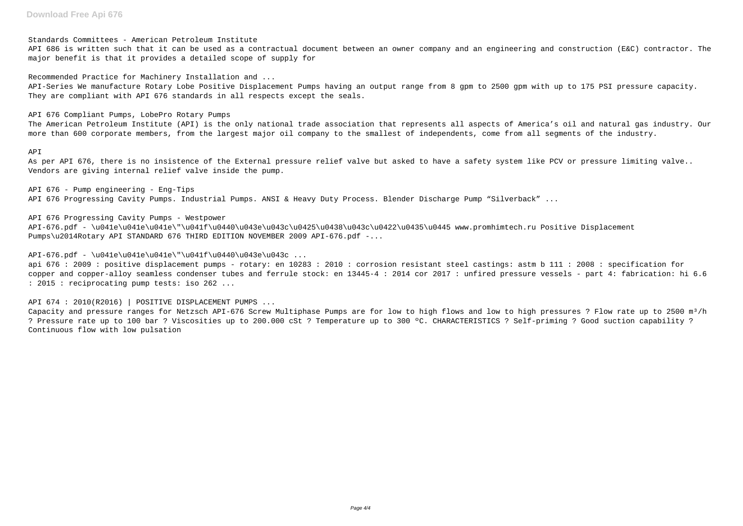Standards Committees - American Petroleum Institute
API 686 is written such that it can be used as a contractual document between an owner company and an engineering and construction (E&C) contractor. The major benefit is that it provides a detailed scope of supply for

Recommended Practice for Machinery Installation and ...
API-Series We manufacture Rotary Lobe Positive Displacement Pumps having an output range from 8 gpm to 2500 gpm with up to 175 PSI pressure capacity. They are compliant with API 676 standards in all respects except the seals.

API 676 Compliant Pumps, LobePro Rotary Pumps
The American Petroleum Institute (API) is the only national trade association that represents all aspects of America's oil and natural gas industry. Our more than 600 corporate members, from the largest major oil company to the smallest of independents, come from all segments of the industry.

API
As per API 676, there is no insistence of the External pressure relief valve but asked to have a safety system like PCV or pressure limiting valve.. Vendors are giving internal relief valve inside the pump.

API 676 - Pump engineering - Eng-Tips
API 676 Progressing Cavity Pumps. Industrial Pumps. ANSI & Heavy Duty Process. Blender Discharge Pump "Silverback" ...

API 676 Progressing Cavity Pumps - Westpower
API-676.pdf - \u041e\u041e\u041e\"\u041f\u0440\u043e\u043c\u0425\u0438\u043c\u0422\u0435\u0445 www.promhimtech.ru Positive Displacement Pumps\u2014Rotary API STANDARD 676 THIRD EDITION NOVEMBER 2009 API-676.pdf -...

API-676.pdf - \u041e\u041e\u041e\"\u041f\u0440\u043e\u043c ...
api 676 : 2009 : positive displacement pumps - rotary: en 10283 : 2010 : corrosion resistant steel castings: astm b 111 : 2008 : specification for copper and copper-alloy seamless condenser tubes and ferrule stock: en 13445-4 : 2014 cor 2017 : unfired pressure vessels - part 4: fabrication: hi 6.6 : 2015 : reciprocating pump tests: iso 262 ...

API 674 : 2010(R2016) | POSITIVE DISPLACEMENT PUMPS ...
Capacity and pressure ranges for Netzsch API-676 Screw Multiphase Pumps are for low to high flows and low to high pressures ? Flow rate up to 2500 m³/h ? Pressure rate up to 100 bar ? Viscosities up to 200.000 cSt ? Temperature up to 300 ºC. CHARACTERISTICS ? Self-priming ? Good suction capability ? Continuous flow with low pulsation